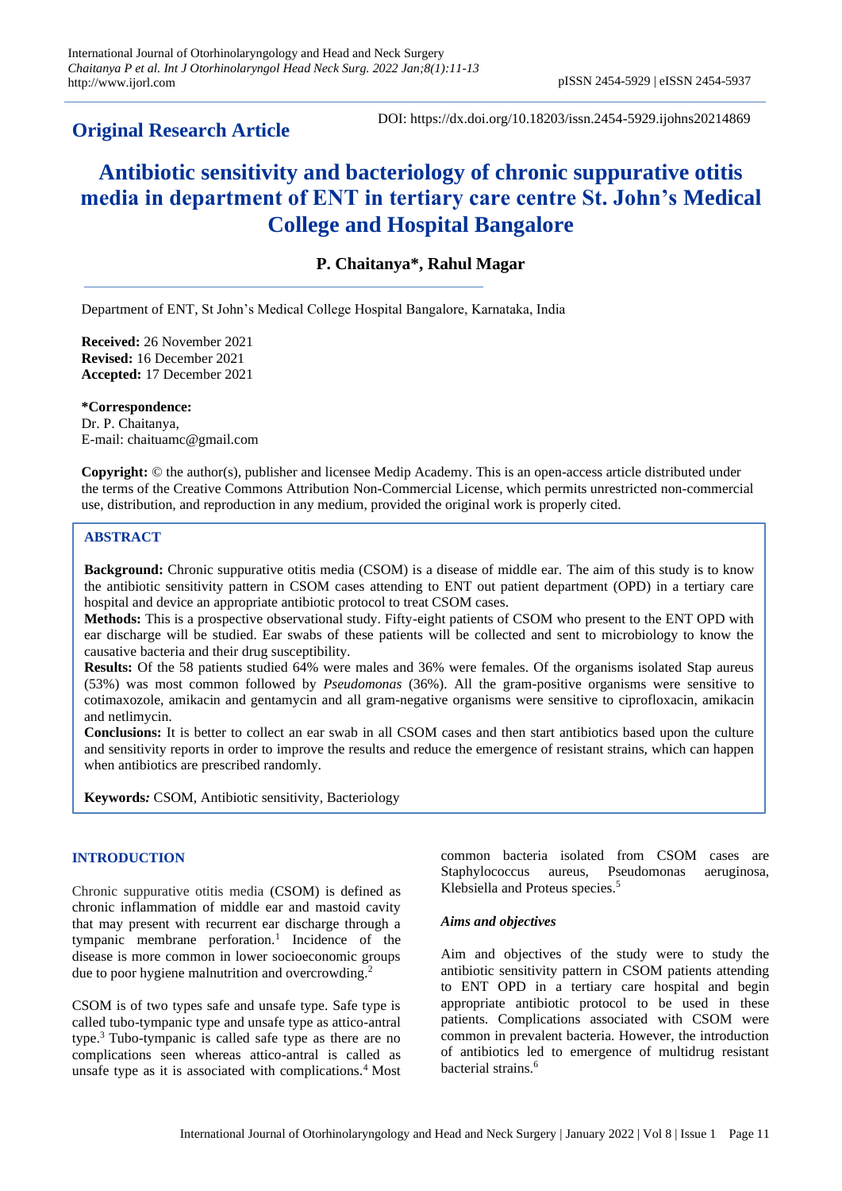## Original Research Article

DOI: https://dx.doi.org/10.18203/issn.2454-5929.ijohns20214869

# Antibiotic sensitivity and bacteriology of chronic suppurative otitis media in department of ENT in tertiary care centre St. John's Medical College and Hospital Bangalore

**P. Chaitanya\*, Rahul Magar**

Department of ENT, St John's Medical College Hospital Bangalore, Karnataka, India

**Received:** 26 November 2021
**Revised:** 16 December 2021
**Accepted:** 17 December 2021

**\*Correspondence:**
Dr. P. Chaitanya,
E-mail: chaituamc@gmail.com

**Copyright:** © the author(s), publisher and licensee Medip Academy. This is an open-access article distributed under the terms of the Creative Commons Attribution Non-Commercial License, which permits unrestricted non-commercial use, distribution, and reproduction in any medium, provided the original work is properly cited.

## ABSTRACT

**Background:** Chronic suppurative otitis media (CSOM) is a disease of middle ear. The aim of this study is to know the antibiotic sensitivity pattern in CSOM cases attending to ENT out patient department (OPD) in a tertiary care hospital and device an appropriate antibiotic protocol to treat CSOM cases.

**Methods:** This is a prospective observational study. Fifty-eight patients of CSOM who present to the ENT OPD with ear discharge will be studied. Ear swabs of these patients will be collected and sent to microbiology to know the causative bacteria and their drug susceptibility.

**Results:** Of the 58 patients studied 64% were males and 36% were females. Of the organisms isolated Stap aureus (53%) was most common followed by *Pseudomonas* (36%). All the gram-positive organisms were sensitive to cotimaxozole, amikacin and gentamycin and all gram-negative organisms were sensitive to ciprofloxacin, amikacin and netlimycin.

**Conclusions:** It is better to collect an ear swab in all CSOM cases and then start antibiotics based upon the culture and sensitivity reports in order to improve the results and reduce the emergence of resistant strains, which can happen when antibiotics are prescribed randomly.

**Keywords:** CSOM, Antibiotic sensitivity, Bacteriology

## INTRODUCTION

Chronic suppurative otitis media (CSOM) is defined as chronic inflammation of middle ear and mastoid cavity that may present with recurrent ear discharge through a tympanic membrane perforation.[1] Incidence of the disease is more common in lower socioeconomic groups due to poor hygiene malnutrition and overcrowding.[2]

CSOM is of two types safe and unsafe type. Safe type is called tubo-tympanic type and unsafe type as attico-antral type.[3] Tubo-tympanic is called safe type as there are no complications seen whereas attico-antral is called as unsafe type as it is associated with complications.[4] Most common bacteria isolated from CSOM cases are Staphylococcus aureus, Pseudomonas aeruginosa, Klebsiella and Proteus species.[5]

### *Aims and objectives*

Aim and objectives of the study were to study the antibiotic sensitivity pattern in CSOM patients attending to ENT OPD in a tertiary care hospital and begin appropriate antibiotic protocol to be used in these patients. Complications associated with CSOM were common in prevalent bacteria. However, the introduction of antibiotics led to emergence of multidrug resistant bacterial strains.[6]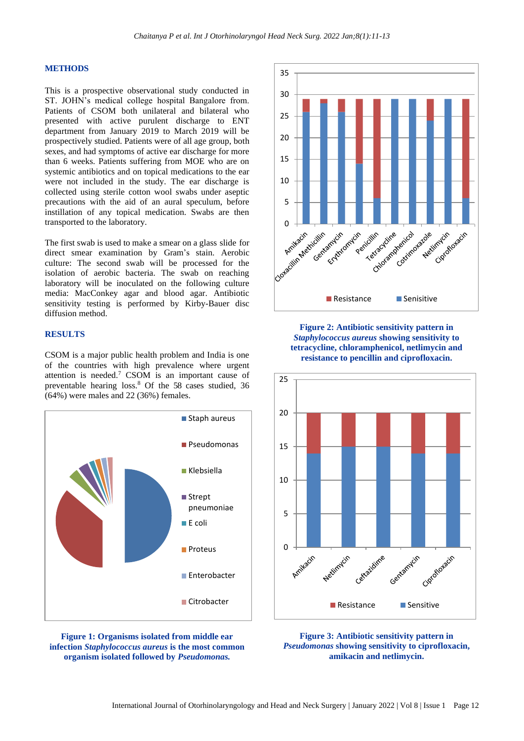## METHODS

This is a prospective observational study conducted in ST. JOHN's medical college hospital Bangalore from. Patients of CSOM both unilateral and bilateral who presented with active purulent discharge to ENT department from January 2019 to March 2019 will be prospectively studied. Patients were of all age group, both sexes, and had symptoms of active ear discharge for more than 6 weeks. Patients suffering from MOE who are on systemic antibiotics and on topical medications to the ear were not included in the study. The ear discharge is collected using sterile cotton wool swabs under aseptic precautions with the aid of an aural speculum, before instillation of any topical medication. Swabs are then transported to the laboratory.

The first swab is used to make a smear on a glass slide for direct smear examination by Gram's stain. Aerobic culture: The second swab will be processed for the isolation of aerobic bacteria. The swab on reaching laboratory will be inoculated on the following culture media: MacConkey agar and blood agar. Antibiotic sensitivity testing is performed by Kirby-Bauer disc diffusion method.

## RESULTS

CSOM is a major public health problem and India is one of the countries with high prevalence where urgent attention is needed.[7] CSOM is an important cause of preventable hearing loss.[8] Of the 58 cases studied, 36 (64%) were males and 22 (36%) females.

**Figure 1: Organisms isolated from middle ear infection *Staphylococcus aureus* is the most common organism isolated followed by *Pseudomonas.***

**Figure 2: Antibiotic sensitivity pattern in *Staphylococcus aureus* showing sensitivity to tetracycline, chloramphenicol, netlimycin and resistance to pencillin and ciprofloxacin.**

**Figure 3: Antibiotic sensitivity pattern in *Pseudomonas* showing sensitivity to ciprofloxacin, amikacin and netlimycin.**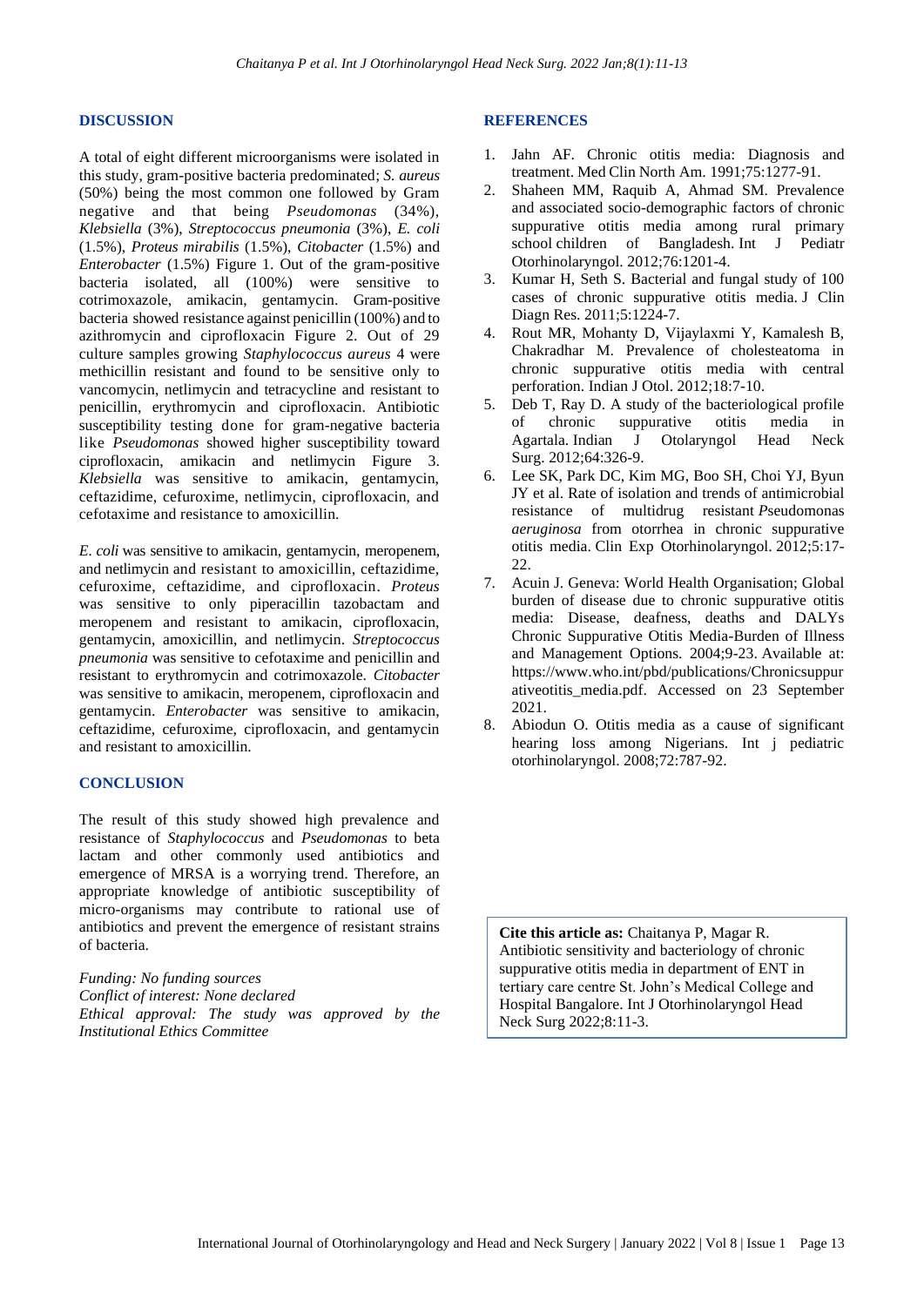## DISCUSSION

A total of eight different microorganisms were isolated in this study, gram-positive bacteria predominated; *S. aureus* (50%) being the most common one followed by Gram negative and that being *Pseudomonas* (34%), *Klebsiella* (3%), *Streptococcus pneumonia* (3%), *E. coli* (1.5%), *Proteus mirabilis* (1.5%), *Citobacter* (1.5%) and *Enterobacter* (1.5%) Figure 1. Out of the gram-positive bacteria isolated, all (100%) were sensitive to cotrimoxazole, amikacin, gentamycin. Gram-positive bacteria showed resistance against penicillin (100%) and to azithromycin and ciprofloxacin Figure 2. Out of 29 culture samples growing *Staphylococcus aureus* 4 were methicillin resistant and found to be sensitive only to vancomycin, netlimycin and tetracycline and resistant to penicillin, erythromycin and ciprofloxacin. Antibiotic susceptibility testing done for gram-negative bacteria like *Pseudomonas* showed higher susceptibility toward ciprofloxacin, amikacin and netlimycin Figure 3. *Klebsiella* was sensitive to amikacin, gentamycin, ceftazidime, cefuroxime, netlimycin, ciprofloxacin, and cefotaxime and resistance to amoxicillin.

*E. coli* was sensitive to amikacin, gentamycin, meropenem, and netlimycin and resistant to amoxicillin, ceftazidime, cefuroxime, ceftazidime, and ciprofloxacin. *Proteus* was sensitive to only piperacillin tazobactam and meropenem and resistant to amikacin, ciprofloxacin, gentamycin, amoxicillin, and netlimycin. *Streptococcus pneumonia* was sensitive to cefotaxime and penicillin and resistant to erythromycin and cotrimoxazole. *Citobacter* was sensitive to amikacin, meropenem, ciprofloxacin and gentamycin. *Enterobacter* was sensitive to amikacin, ceftazidime, cefuroxime, ciprofloxacin, and gentamycin and resistant to amoxicillin.

## CONCLUSION

The result of this study showed high prevalence and resistance of *Staphylococcus* and *Pseudomonas* to beta lactam and other commonly used antibiotics and emergence of MRSA is a worrying trend. Therefore, an appropriate knowledge of antibiotic susceptibility of micro-organisms may contribute to rational use of antibiotics and prevent the emergence of resistant strains of bacteria.

*Funding: No funding sources*
*Conflict of interest: None declared*
*Ethical approval: The study was approved by the Institutional Ethics Committee*

## REFERENCES

1. Jahn AF. Chronic otitis media: Diagnosis and treatment. Med Clin North Am. 1991;75:1277-91.
2. Shaheen MM, Raquib A, Ahmad SM. Prevalence and associated socio-demographic factors of chronic suppurative otitis media among rural primary school children of Bangladesh. Int J Pediatr Otorhinolaryngol. 2012;76:1201-4.
3. Kumar H, Seth S. Bacterial and fungal study of 100 cases of chronic suppurative otitis media. J Clin Diagn Res. 2011;5:1224-7.
4. Rout MR, Mohanty D, Vijaylaxmi Y, Kamalesh B, Chakradhar M. Prevalence of cholesteatoma in chronic suppurative otitis media with central perforation. Indian J Otol. 2012;18:7-10.
5. Deb T, Ray D. A study of the bacteriological profile of chronic suppurative otitis media in Agartala. Indian J Otolaryngol Head Neck Surg. 2012;64:326-9.
6. Lee SK, Park DC, Kim MG, Boo SH, Choi YJ, Byun JY et al. Rate of isolation and trends of antimicrobial resistance of multidrug resistant *P*seudomonas *aeruginosa* from otorrhea in chronic suppurative otitis media. Clin Exp Otorhinolaryngol. 2012;5:17-22.
7. Acuin J. Geneva: World Health Organisation; Global burden of disease due to chronic suppurative otitis media: Disease, deafness, deaths and DALYs Chronic Suppurative Otitis Media-Burden of Illness and Management Options. 2004;9-23. Available at: https://www.who.int/pbd/publications/Chronicsuppurativeotitis_media.pdf. Accessed on 23 September 2021.
8. Abiodun O. Otitis media as a cause of significant hearing loss among Nigerians. Int j pediatric otorhinolaryngol. 2008;72:787-92.

**Cite this article as:** Chaitanya P, Magar R. Antibiotic sensitivity and bacteriology of chronic suppurative otitis media in department of ENT in tertiary care centre St. John's Medical College and Hospital Bangalore. Int J Otorhinolaryngol Head Neck Surg 2022;8:11-3.